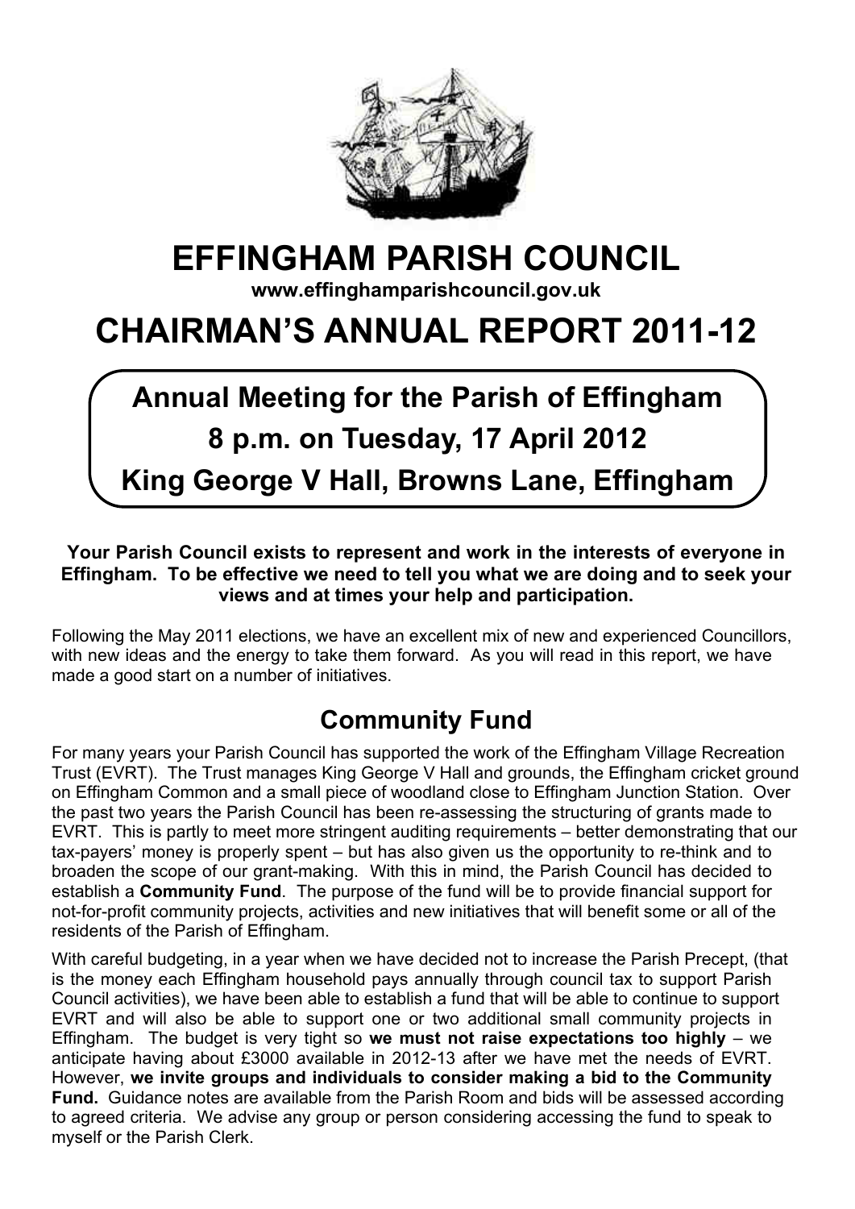# EFFINGHAM PARISH COUNCIL

**www.effinghamparishcouncil.gov.uk**

# CHAIRMAN'S ANNUAL REPORT 2011-12

## Annual Meeting for the Parish of Effingham
## 8 p.m. on Tuesday, 17 April 2012
## King George V Hall, Browns Lane, Effingham

**Your Parish Council exists to represent and work in the interests of everyone in Effingham. To be effective we need to tell you what we are doing and to seek your views and at times your help and participation.**

Following the May 2011 elections, we have an excellent mix of new and experienced Councillors, with new ideas and the energy to take them forward. As you will read in this report, we have made a good start on a number of initiatives.

## Community Fund

For many years your Parish Council has supported the work of the Effingham Village Recreation Trust (EVRT). The Trust manages King George V Hall and grounds, the Effingham cricket ground on Effingham Common and a small piece of woodland close to Effingham Junction Station. Over the past two years the Parish Council has been re-assessing the structuring of grants made to EVRT. This is partly to meet more stringent auditing requirements – better demonstrating that our tax-payers' money is properly spent – but has also given us the opportunity to re-think and to broaden the scope of our grant-making. With this in mind, the Parish Council has decided to establish a **Community Fund**. The purpose of the fund will be to provide financial support for not-for-profit community projects, activities and new initiatives that will benefit some or all of the residents of the Parish of Effingham.

With careful budgeting, in a year when we have decided not to increase the Parish Precept, (that is the money each Effingham household pays annually through council tax to support Parish Council activities), we have been able to establish a fund that will be able to continue to support EVRT and will also be able to support one or two additional small community projects in Effingham. The budget is very tight so **we must not raise expectations too highly** – we anticipate having about £3000 available in 2012-13 after we have met the needs of EVRT. However, **we invite groups and individuals to consider making a bid to the Community Fund.** Guidance notes are available from the Parish Room and bids will be assessed according to agreed criteria. We advise any group or person considering accessing the fund to speak to myself or the Parish Clerk.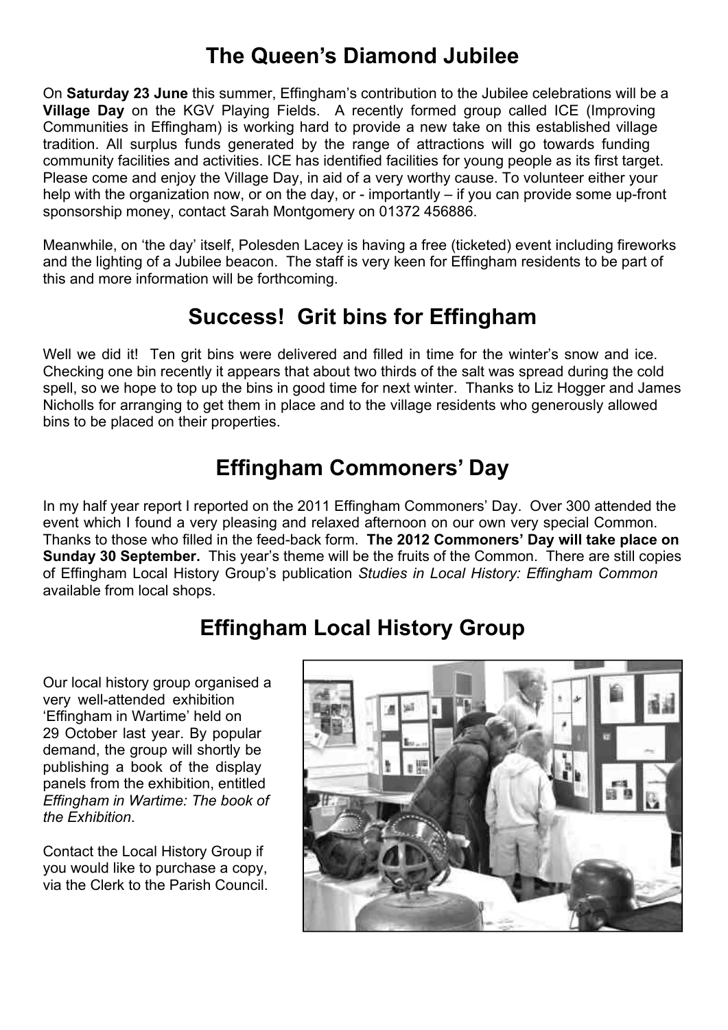## The Queen's Diamond Jubilee

On **Saturday 23 June** this summer, Effingham's contribution to the Jubilee celebrations will be a **Village Day** on the KGV Playing Fields. A recently formed group called ICE (Improving Communities in Effingham) is working hard to provide a new take on this established village tradition. All surplus funds generated by the range of attractions will go towards funding community facilities and activities. ICE has identified facilities for young people as its first target. Please come and enjoy the Village Day, in aid of a very worthy cause. To volunteer either your help with the organization now, or on the day, or - importantly – if you can provide some up-front sponsorship money, contact Sarah Montgomery on 01372 456886.

Meanwhile, on 'the day' itself, Polesden Lacey is having a free (ticketed) event including fireworks and the lighting of a Jubilee beacon. The staff is very keen for Effingham residents to be part of this and more information will be forthcoming.

## Success! Grit bins for Effingham

Well we did it! Ten grit bins were delivered and filled in time for the winter's snow and ice. Checking one bin recently it appears that about two thirds of the salt was spread during the cold spell, so we hope to top up the bins in good time for next winter. Thanks to Liz Hogger and James Nicholls for arranging to get them in place and to the village residents who generously allowed bins to be placed on their properties.

## Effingham Commoners' Day

In my half year report I reported on the 2011 Effingham Commoners' Day. Over 300 attended the event which I found a very pleasing and relaxed afternoon on our own very special Common. Thanks to those who filled in the feed-back form. **The 2012 Commoners' Day will take place on Sunday 30 September.** This year's theme will be the fruits of the Common. There are still copies of Effingham Local History Group's publication *Studies in Local History: Effingham Common* available from local shops.

## Effingham Local History Group

Our local history group organised a very well-attended exhibition 'Effingham in Wartime' held on 29 October last year. By popular demand, the group will shortly be publishing a book of the display panels from the exhibition, entitled *Effingham in Wartime: The book of the Exhibition*.

Contact the Local History Group if you would like to purchase a copy, via the Clerk to the Parish Council.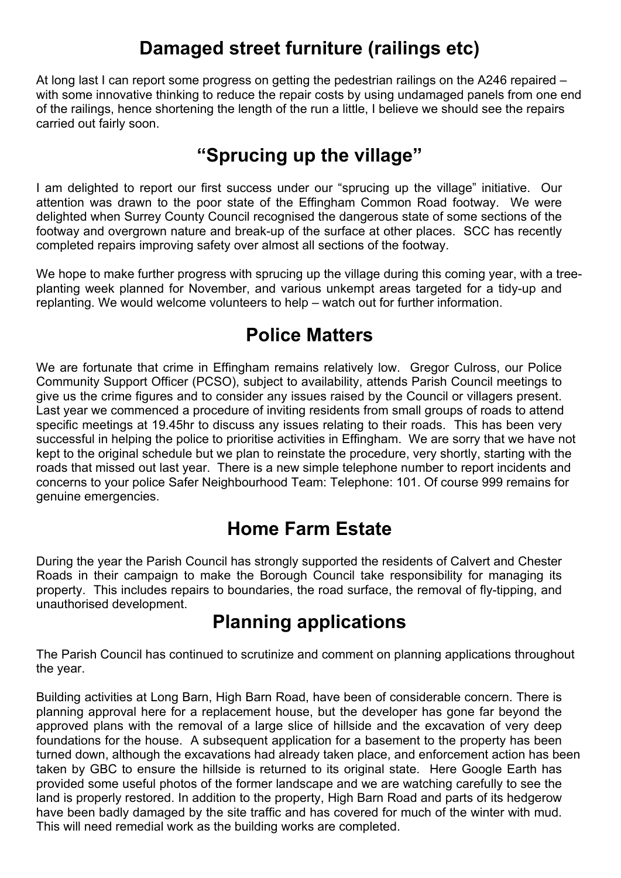## Damaged street furniture (railings etc)

At long last I can report some progress on getting the pedestrian railings on the A246 repaired – with some innovative thinking to reduce the repair costs by using undamaged panels from one end of the railings, hence shortening the length of the run a little, I believe we should see the repairs carried out fairly soon.

## "Sprucing up the village"

I am delighted to report our first success under our "sprucing up the village" initiative. Our attention was drawn to the poor state of the Effingham Common Road footway. We were delighted when Surrey County Council recognised the dangerous state of some sections of the footway and overgrown nature and break-up of the surface at other places. SCC has recently completed repairs improving safety over almost all sections of the footway.

We hope to make further progress with sprucing up the village during this coming year, with a tree-planting week planned for November, and various unkempt areas targeted for a tidy-up and replanting. We would welcome volunteers to help – watch out for further information.

## Police Matters

We are fortunate that crime in Effingham remains relatively low. Gregor Culross, our Police Community Support Officer (PCSO), subject to availability, attends Parish Council meetings to give us the crime figures and to consider any issues raised by the Council or villagers present. Last year we commenced a procedure of inviting residents from small groups of roads to attend specific meetings at 19.45hr to discuss any issues relating to their roads. This has been very successful in helping the police to prioritise activities in Effingham. We are sorry that we have not kept to the original schedule but we plan to reinstate the procedure, very shortly, starting with the roads that missed out last year. There is a new simple telephone number to report incidents and concerns to your police Safer Neighbourhood Team: Telephone: 101. Of course 999 remains for genuine emergencies.

## Home Farm Estate

During the year the Parish Council has strongly supported the residents of Calvert and Chester Roads in their campaign to make the Borough Council take responsibility for managing its property. This includes repairs to boundaries, the road surface, the removal of fly-tipping, and unauthorised development.

## Planning applications

The Parish Council has continued to scrutinize and comment on planning applications throughout the year.

Building activities at Long Barn, High Barn Road, have been of considerable concern. There is planning approval here for a replacement house, but the developer has gone far beyond the approved plans with the removal of a large slice of hillside and the excavation of very deep foundations for the house. A subsequent application for a basement to the property has been turned down, although the excavations had already taken place, and enforcement action has been taken by GBC to ensure the hillside is returned to its original state. Here Google Earth has provided some useful photos of the former landscape and we are watching carefully to see the land is properly restored. In addition to the property, High Barn Road and parts of its hedgerow have been badly damaged by the site traffic and has covered for much of the winter with mud. This will need remedial work as the building works are completed.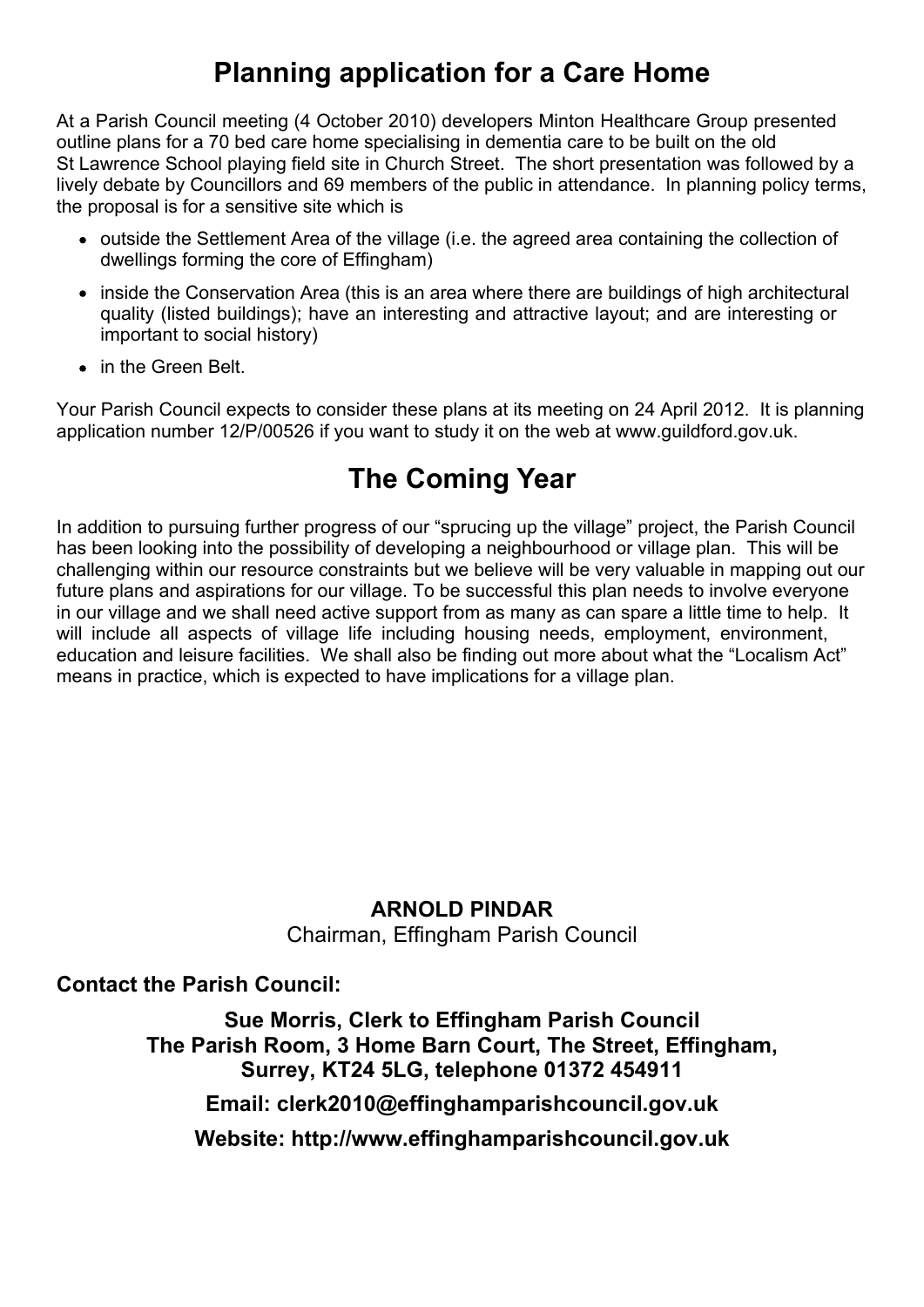# Planning application for a Care Home

At a Parish Council meeting (4 October 2010) developers Minton Healthcare Group presented outline plans for a 70 bed care home specialising in dementia care to be built on the old St Lawrence School playing field site in Church Street. The short presentation was followed by a lively debate by Councillors and 69 members of the public in attendance. In planning policy terms, the proposal is for a sensitive site which is

- outside the Settlement Area of the village (i.e. the agreed area containing the collection of dwellings forming the core of Effingham)
- inside the Conservation Area (this is an area where there are buildings of high architectural quality (listed buildings); have an interesting and attractive layout; and are interesting or important to social history)
- in the Green Belt.

Your Parish Council expects to consider these plans at its meeting on 24 April 2012. It is planning application number 12/P/00526 if you want to study it on the web at www.guildford.gov.uk.

# The Coming Year

In addition to pursuing further progress of our "sprucing up the village" project, the Parish Council has been looking into the possibility of developing a neighbourhood or village plan. This will be challenging within our resource constraints but we believe will be very valuable in mapping out our future plans and aspirations for our village. To be successful this plan needs to involve everyone in our village and we shall need active support from as many as can spare a little time to help. It will include all aspects of village life including housing needs, employment, environment, education and leisure facilities. We shall also be finding out more about what the "Localism Act" means in practice, which is expected to have implications for a village plan.

**ARNOLD PINDAR**
Chairman, Effingham Parish Council

**Contact the Parish Council:**

**Sue Morris, Clerk to Effingham Parish Council**
**The Parish Room, 3 Home Barn Court, The Street, Effingham, Surrey, KT24 5LG, telephone 01372 454911**

**Email: clerk2010@effinghamparishcouncil.gov.uk**

**Website: http://www.effinghamparishcouncil.gov.uk**